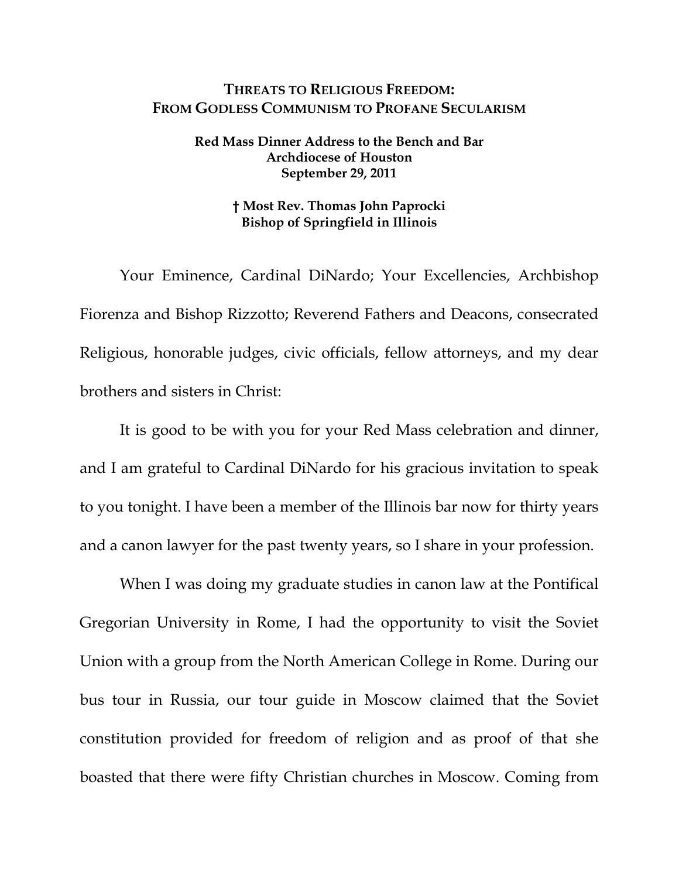# THREATS TO RELIGIOUS FREEDOM: FROM GODLESS COMMUNISM TO PROFANE SECULARISM

**Red Mass Dinner Address to the Bench and Bar**
**Archdiocese of Houston**
**September 29, 2011**

**† Most Rev. Thomas John Paprocki**
**Bishop of Springfield in Illinois**

Your Eminence, Cardinal DiNardo; Your Excellencies, Archbishop Fiorenza and Bishop Rizzotto; Reverend Fathers and Deacons, consecrated Religious, honorable judges, civic officials, fellow attorneys, and my dear brothers and sisters in Christ:

It is good to be with you for your Red Mass celebration and dinner, and I am grateful to Cardinal DiNardo for his gracious invitation to speak to you tonight. I have been a member of the Illinois bar now for thirty years and a canon lawyer for the past twenty years, so I share in your profession.

When I was doing my graduate studies in canon law at the Pontifical Gregorian University in Rome, I had the opportunity to visit the Soviet Union with a group from the North American College in Rome. During our bus tour in Russia, our tour guide in Moscow claimed that the Soviet constitution provided for freedom of religion and as proof of that she boasted that there were fifty Christian churches in Moscow. Coming from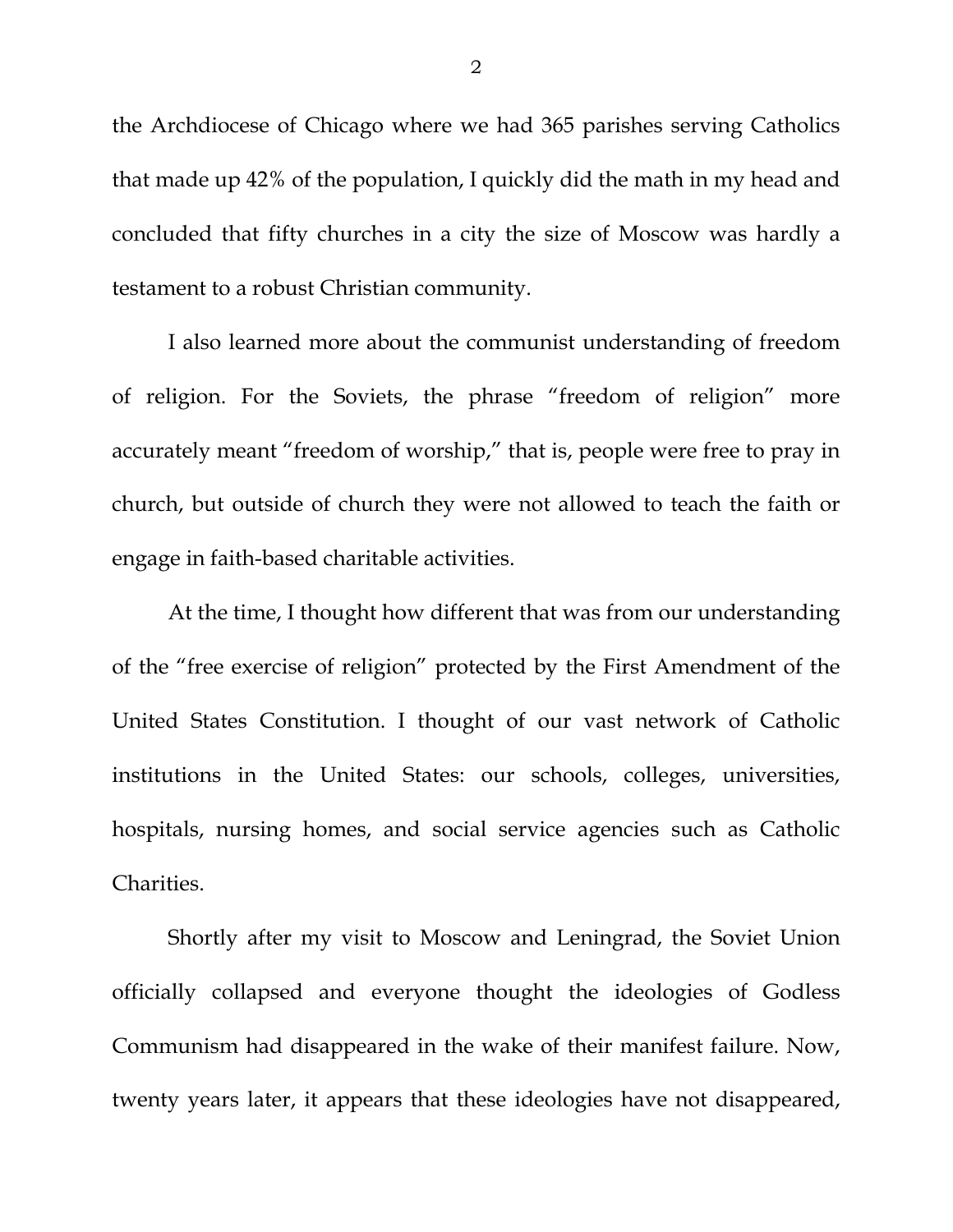the Archdiocese of Chicago where we had 365 parishes serving Catholics that made up 42% of the population, I quickly did the math in my head and concluded that fifty churches in a city the size of Moscow was hardly a testament to a robust Christian community.

I also learned more about the communist understanding of freedom of religion. For the Soviets, the phrase "freedom of religion" more accurately meant "freedom of worship," that is, people were free to pray in church, but outside of church they were not allowed to teach the faith or engage in faith-based charitable activities.

At the time, I thought how different that was from our understanding of the "free exercise of religion" protected by the First Amendment of the United States Constitution. I thought of our vast network of Catholic institutions in the United States: our schools, colleges, universities, hospitals, nursing homes, and social service agencies such as Catholic Charities.

Shortly after my visit to Moscow and Leningrad, the Soviet Union officially collapsed and everyone thought the ideologies of Godless Communism had disappeared in the wake of their manifest failure. Now, twenty years later, it appears that these ideologies have not disappeared,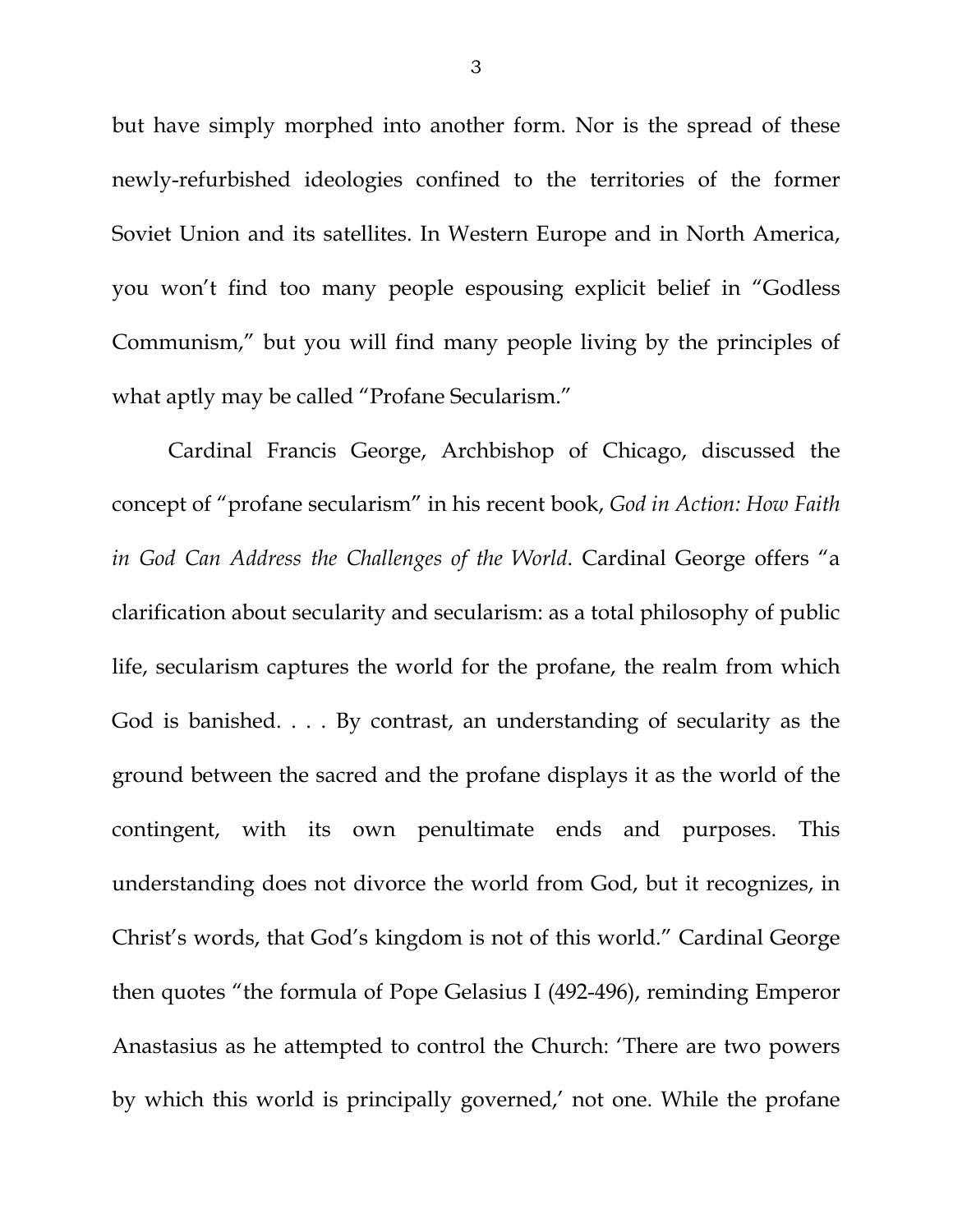but have simply morphed into another form. Nor is the spread of these newly-refurbished ideologies confined to the territories of the former Soviet Union and its satellites. In Western Europe and in North America, you won't find too many people espousing explicit belief in "Godless Communism," but you will find many people living by the principles of what aptly may be called "Profane Secularism."

Cardinal Francis George, Archbishop of Chicago, discussed the concept of "profane secularism" in his recent book, *God in Action: How Faith in God Can Address the Challenges of the World*. Cardinal George offers "a clarification about secularity and secularism: as a total philosophy of public life, secularism captures the world for the profane, the realm from which God is banished. . . . By contrast, an understanding of secularity as the ground between the sacred and the profane displays it as the world of the contingent, with its own penultimate ends and purposes. This understanding does not divorce the world from God, but it recognizes, in Christ's words, that God's kingdom is not of this world." Cardinal George then quotes "the formula of Pope Gelasius I (492-496), reminding Emperor Anastasius as he attempted to control the Church: 'There are two powers by which this world is principally governed,' not one. While the profane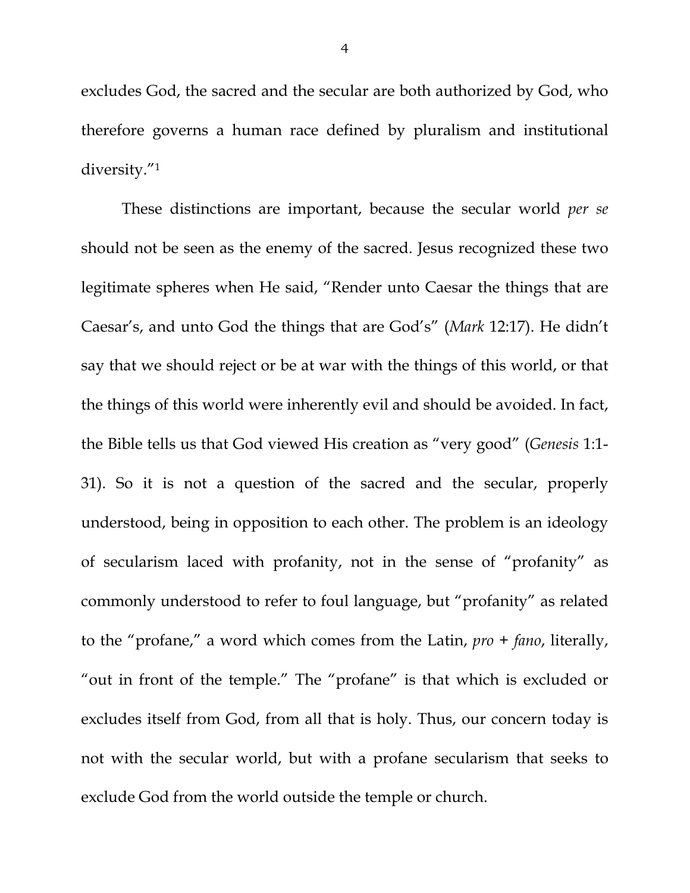excludes God, the sacred and the secular are both authorized by God, who therefore governs a human race defined by pluralism and institutional diversity."[1]

These distinctions are important, because the secular world *per se* should not be seen as the enemy of the sacred. Jesus recognized these two legitimate spheres when He said, "Render unto Caesar the things that are Caesar's, and unto God the things that are God's" (*Mark* 12:17). He didn't say that we should reject or be at war with the things of this world, or that the things of this world were inherently evil and should be avoided. In fact, the Bible tells us that God viewed His creation as "very good" (*Genesis* 1:1-31). So it is not a question of the sacred and the secular, properly understood, being in opposition to each other. The problem is an ideology of secularism laced with profanity, not in the sense of "profanity" as commonly understood to refer to foul language, but "profanity" as related to the "profane," a word which comes from the Latin, *pro* + *fano*, literally, "out in front of the temple." The "profane" is that which is excluded or excludes itself from God, from all that is holy. Thus, our concern today is not with the secular world, but with a profane secularism that seeks to exclude God from the world outside the temple or church.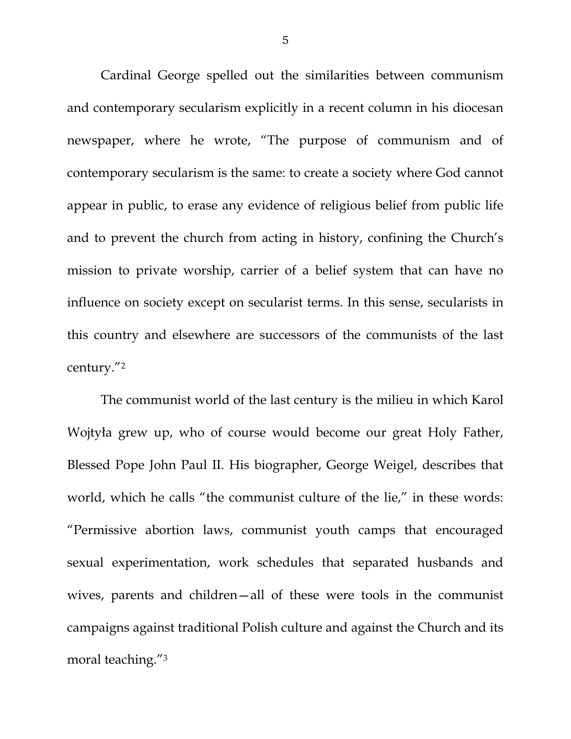Cardinal George spelled out the similarities between communism and contemporary secularism explicitly in a recent column in his diocesan newspaper, where he wrote, "The purpose of communism and of contemporary secularism is the same: to create a society where God cannot appear in public, to erase any evidence of religious belief from public life and to prevent the church from acting in history, confining the Church's mission to private worship, carrier of a belief system that can have no influence on society except on secularist terms. In this sense, secularists in this country and elsewhere are successors of the communists of the last century."[2]

The communist world of the last century is the milieu in which Karol Wojtyła grew up, who of course would become our great Holy Father, Blessed Pope John Paul II. His biographer, George Weigel, describes that world, which he calls "the communist culture of the lie," in these words: "Permissive abortion laws, communist youth camps that encouraged sexual experimentation, work schedules that separated husbands and wives, parents and children—all of these were tools in the communist campaigns against traditional Polish culture and against the Church and its moral teaching."[3]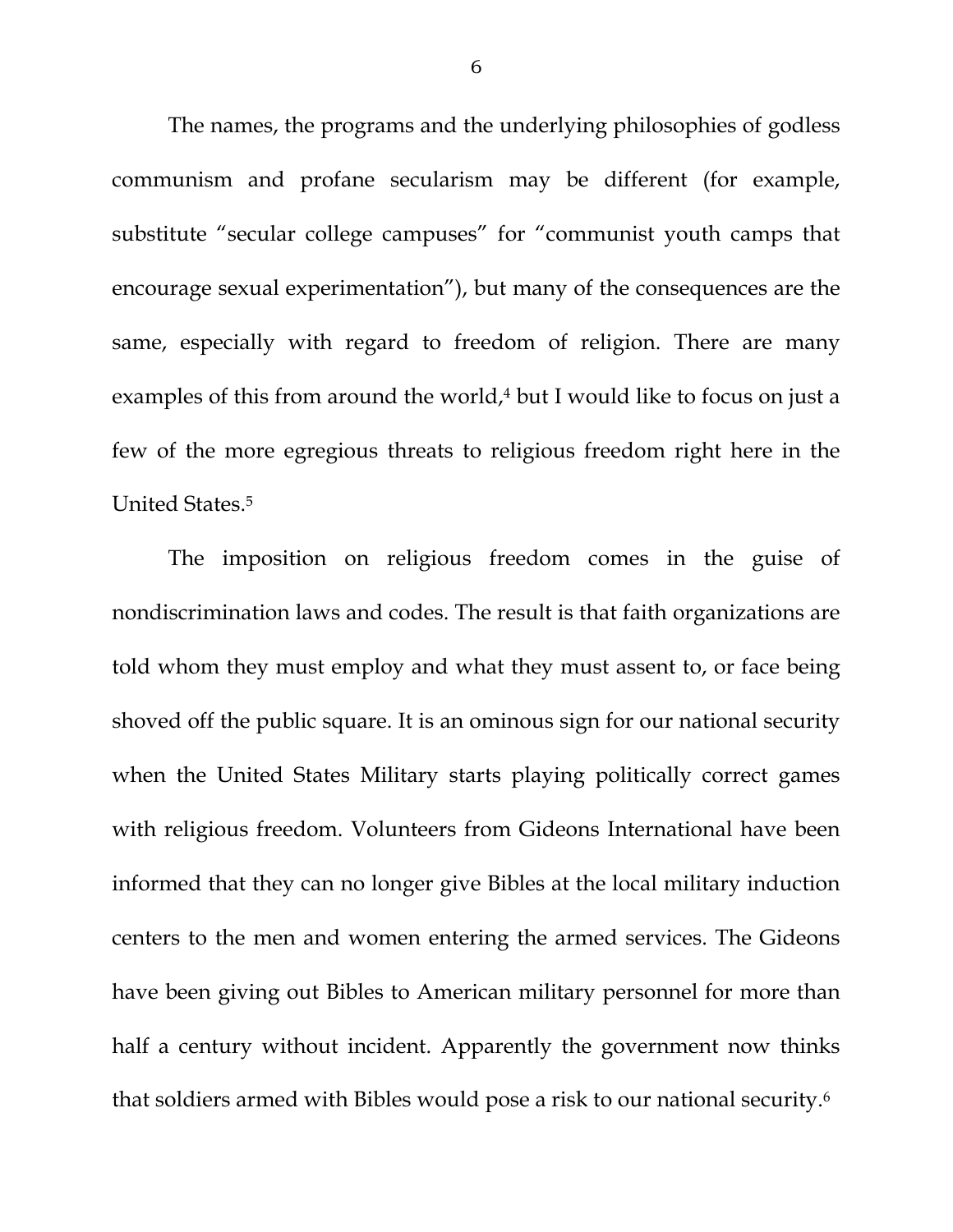The names, the programs and the underlying philosophies of godless communism and profane secularism may be different (for example, substitute "secular college campuses" for "communist youth camps that encourage sexual experimentation"), but many of the consequences are the same, especially with regard to freedom of religion. There are many examples of this from around the world,[4] but I would like to focus on just a few of the more egregious threats to religious freedom right here in the United States.[5]

The imposition on religious freedom comes in the guise of nondiscrimination laws and codes. The result is that faith organizations are told whom they must employ and what they must assent to, or face being shoved off the public square. It is an ominous sign for our national security when the United States Military starts playing politically correct games with religious freedom. Volunteers from Gideons International have been informed that they can no longer give Bibles at the local military induction centers to the men and women entering the armed services. The Gideons have been giving out Bibles to American military personnel for more than half a century without incident. Apparently the government now thinks that soldiers armed with Bibles would pose a risk to our national security.[6]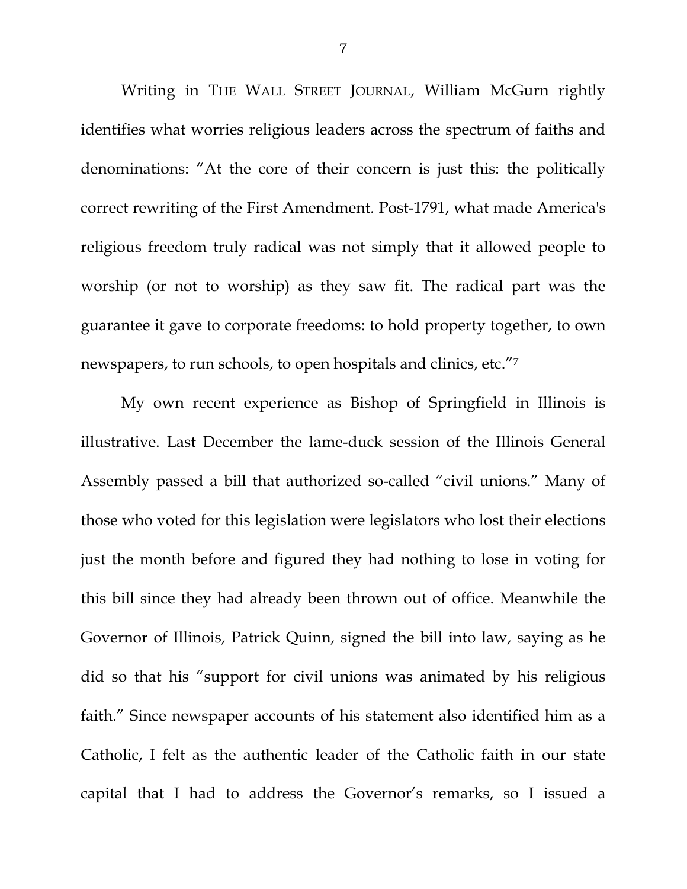Writing in THE WALL STREET JOURNAL, William McGurn rightly identifies what worries religious leaders across the spectrum of faiths and denominations: "At the core of their concern is just this: the politically correct rewriting of the First Amendment. Post-1791, what made America's religious freedom truly radical was not simply that it allowed people to worship (or not to worship) as they saw fit. The radical part was the guarantee it gave to corporate freedoms: to hold property together, to own newspapers, to run schools, to open hospitals and clinics, etc."[7]

My own recent experience as Bishop of Springfield in Illinois is illustrative. Last December the lame-duck session of the Illinois General Assembly passed a bill that authorized so-called "civil unions." Many of those who voted for this legislation were legislators who lost their elections just the month before and figured they had nothing to lose in voting for this bill since they had already been thrown out of office. Meanwhile the Governor of Illinois, Patrick Quinn, signed the bill into law, saying as he did so that his "support for civil unions was animated by his religious faith." Since newspaper accounts of his statement also identified him as a Catholic, I felt as the authentic leader of the Catholic faith in our state capital that I had to address the Governor's remarks, so I issued a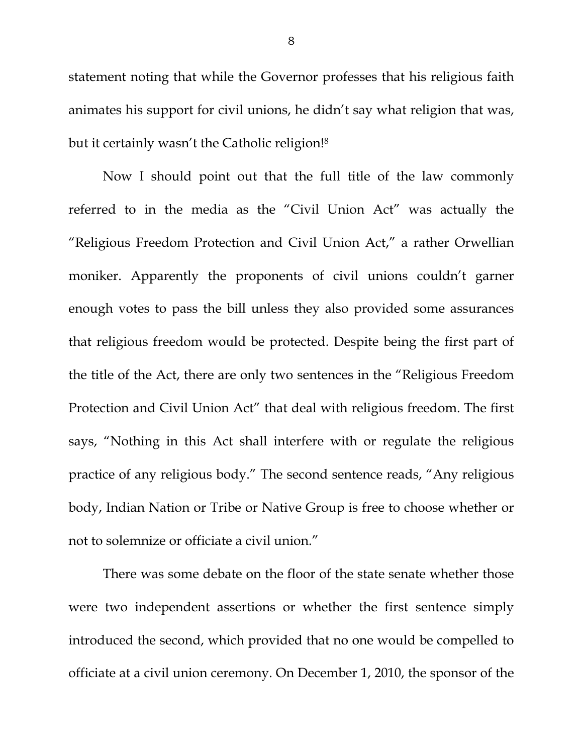statement noting that while the Governor professes that his religious faith animates his support for civil unions, he didn't say what religion that was, but it certainly wasn't the Catholic religion![8]

Now I should point out that the full title of the law commonly referred to in the media as the "Civil Union Act" was actually the "Religious Freedom Protection and Civil Union Act," a rather Orwellian moniker. Apparently the proponents of civil unions couldn't garner enough votes to pass the bill unless they also provided some assurances that religious freedom would be protected. Despite being the first part of the title of the Act, there are only two sentences in the "Religious Freedom Protection and Civil Union Act" that deal with religious freedom. The first says, "Nothing in this Act shall interfere with or regulate the religious practice of any religious body." The second sentence reads, "Any religious body, Indian Nation or Tribe or Native Group is free to choose whether or not to solemnize or officiate a civil union."

There was some debate on the floor of the state senate whether those were two independent assertions or whether the first sentence simply introduced the second, which provided that no one would be compelled to officiate at a civil union ceremony. On December 1, 2010, the sponsor of the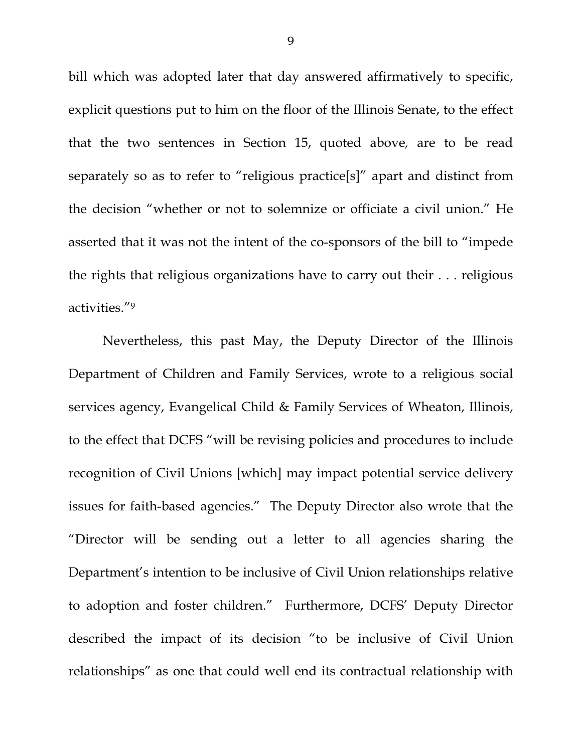bill which was adopted later that day answered affirmatively to specific, explicit questions put to him on the floor of the Illinois Senate, to the effect that the two sentences in Section 15, quoted above, are to be read separately so as to refer to "religious practice[s]" apart and distinct from the decision "whether or not to solemnize or officiate a civil union." He asserted that it was not the intent of the co-sponsors of the bill to "impede the rights that religious organizations have to carry out their . . . religious activities."[9]

Nevertheless, this past May, the Deputy Director of the Illinois Department of Children and Family Services, wrote to a religious social services agency, Evangelical Child & Family Services of Wheaton, Illinois, to the effect that DCFS "will be revising policies and procedures to include recognition of Civil Unions [which] may impact potential service delivery issues for faith-based agencies." The Deputy Director also wrote that the "Director will be sending out a letter to all agencies sharing the Department's intention to be inclusive of Civil Union relationships relative to adoption and foster children." Furthermore, DCFS' Deputy Director described the impact of its decision "to be inclusive of Civil Union relationships" as one that could well end its contractual relationship with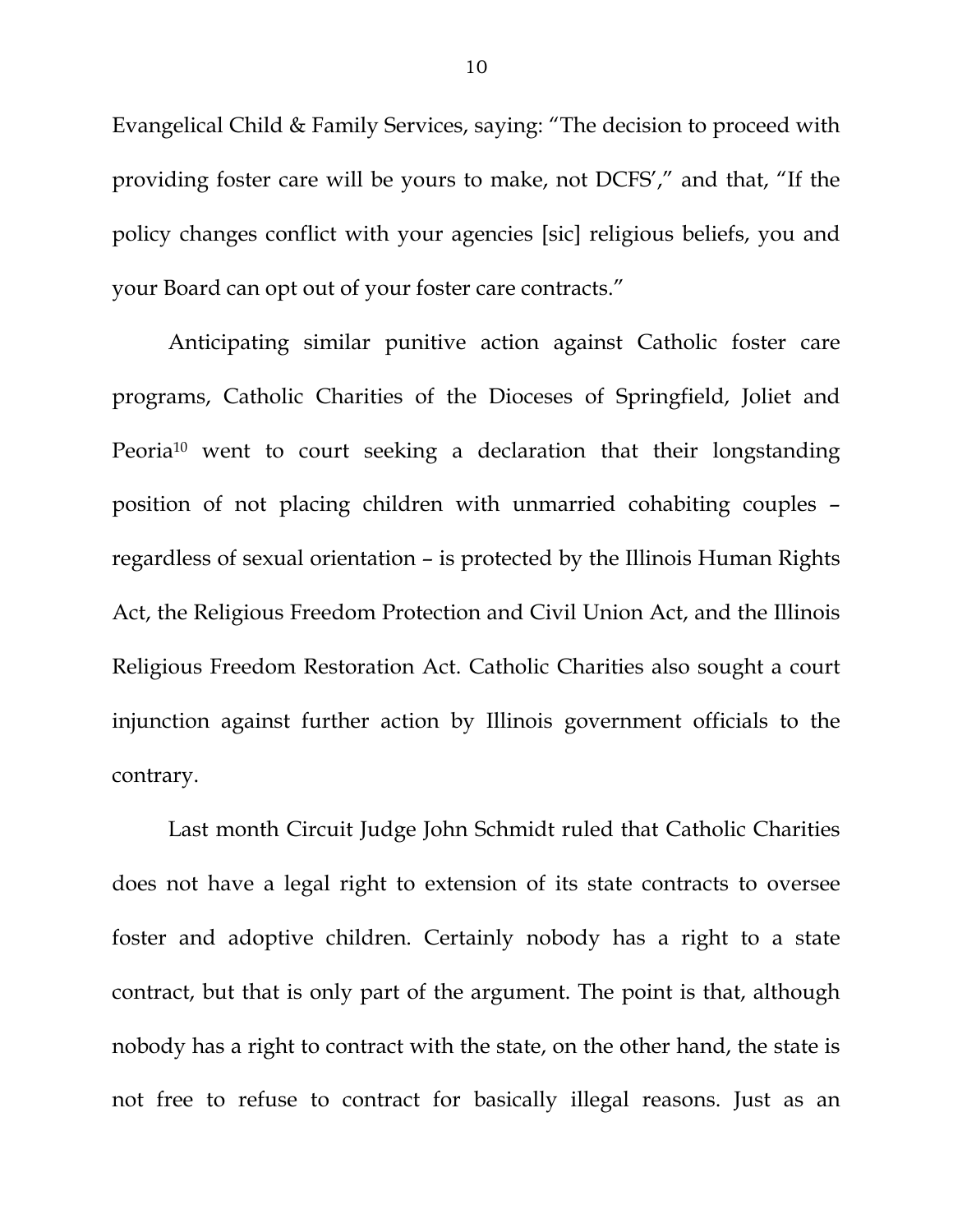Evangelical Child & Family Services, saying: "The decision to proceed with providing foster care will be yours to make, not DCFS'," and that, "If the policy changes conflict with your agencies [sic] religious beliefs, you and your Board can opt out of your foster care contracts."

Anticipating similar punitive action against Catholic foster care programs, Catholic Charities of the Dioceses of Springfield, Joliet and Peoria[10] went to court seeking a declaration that their longstanding position of not placing children with unmarried cohabiting couples – regardless of sexual orientation – is protected by the Illinois Human Rights Act, the Religious Freedom Protection and Civil Union Act, and the Illinois Religious Freedom Restoration Act. Catholic Charities also sought a court injunction against further action by Illinois government officials to the contrary.

Last month Circuit Judge John Schmidt ruled that Catholic Charities does not have a legal right to extension of its state contracts to oversee foster and adoptive children. Certainly nobody has a right to a state contract, but that is only part of the argument. The point is that, although nobody has a right to contract with the state, on the other hand, the state is not free to refuse to contract for basically illegal reasons. Just as an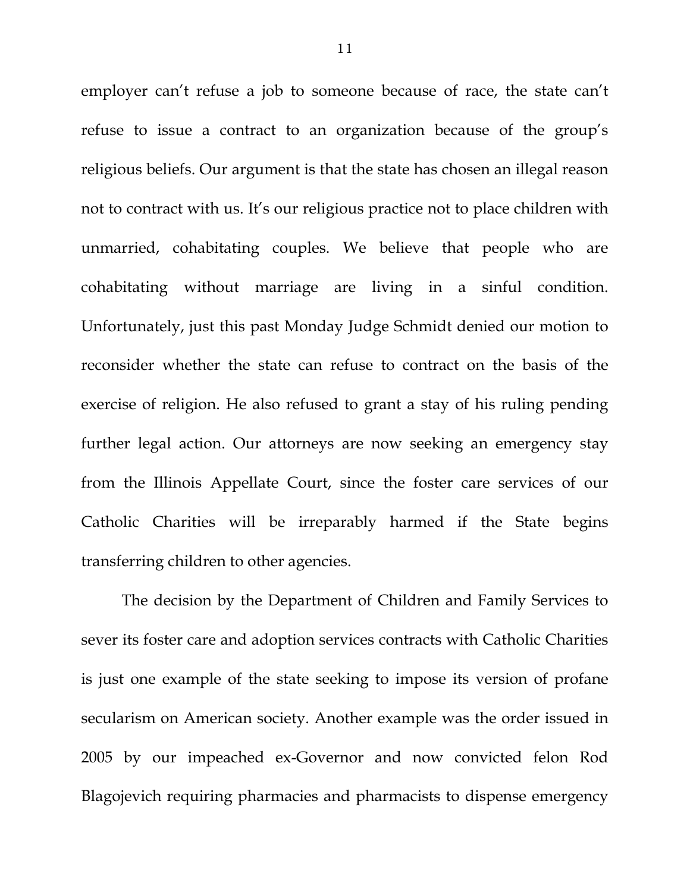employer can't refuse a job to someone because of race, the state can't refuse to issue a contract to an organization because of the group's religious beliefs. Our argument is that the state has chosen an illegal reason not to contract with us. It's our religious practice not to place children with unmarried, cohabitating couples. We believe that people who are cohabitating without marriage are living in a sinful condition. Unfortunately, just this past Monday Judge Schmidt denied our motion to reconsider whether the state can refuse to contract on the basis of the exercise of religion. He also refused to grant a stay of his ruling pending further legal action. Our attorneys are now seeking an emergency stay from the Illinois Appellate Court, since the foster care services of our Catholic Charities will be irreparably harmed if the State begins transferring children to other agencies.

The decision by the Department of Children and Family Services to sever its foster care and adoption services contracts with Catholic Charities is just one example of the state seeking to impose its version of profane secularism on American society. Another example was the order issued in 2005 by our impeached ex-Governor and now convicted felon Rod Blagojevich requiring pharmacies and pharmacists to dispense emergency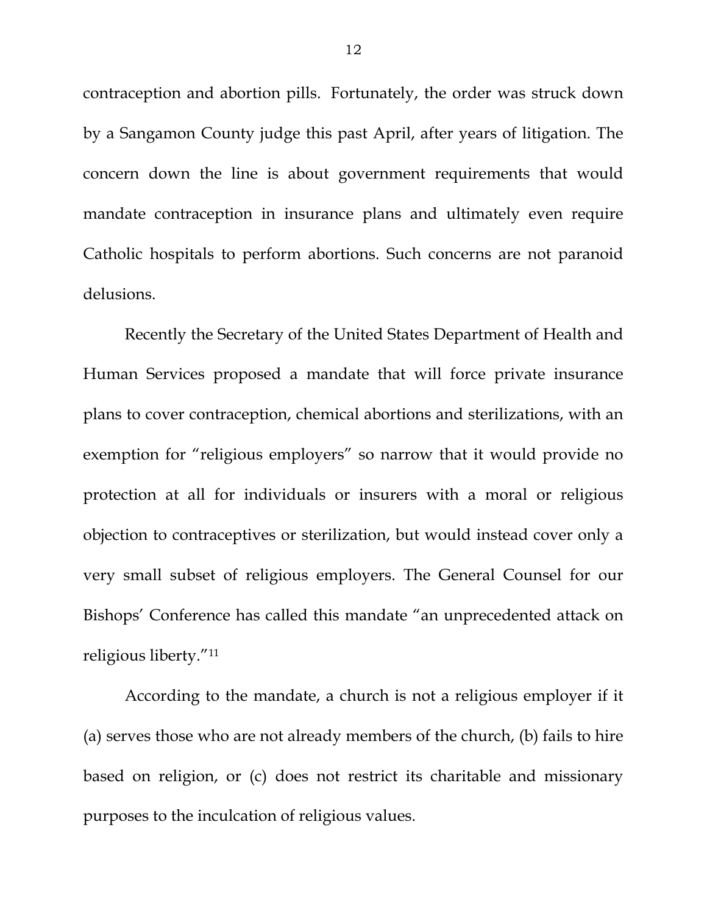contraception and abortion pills. Fortunately, the order was struck down by a Sangamon County judge this past April, after years of litigation. The concern down the line is about government requirements that would mandate contraception in insurance plans and ultimately even require Catholic hospitals to perform abortions. Such concerns are not paranoid delusions.

Recently the Secretary of the United States Department of Health and Human Services proposed a mandate that will force private insurance plans to cover contraception, chemical abortions and sterilizations, with an exemption for "religious employers" so narrow that it would provide no protection at all for individuals or insurers with a moral or religious objection to contraceptives or sterilization, but would instead cover only a very small subset of religious employers. The General Counsel for our Bishops' Conference has called this mandate "an unprecedented attack on religious liberty."[11]

According to the mandate, a church is not a religious employer if it (a) serves those who are not already members of the church, (b) fails to hire based on religion, or (c) does not restrict its charitable and missionary purposes to the inculcation of religious values.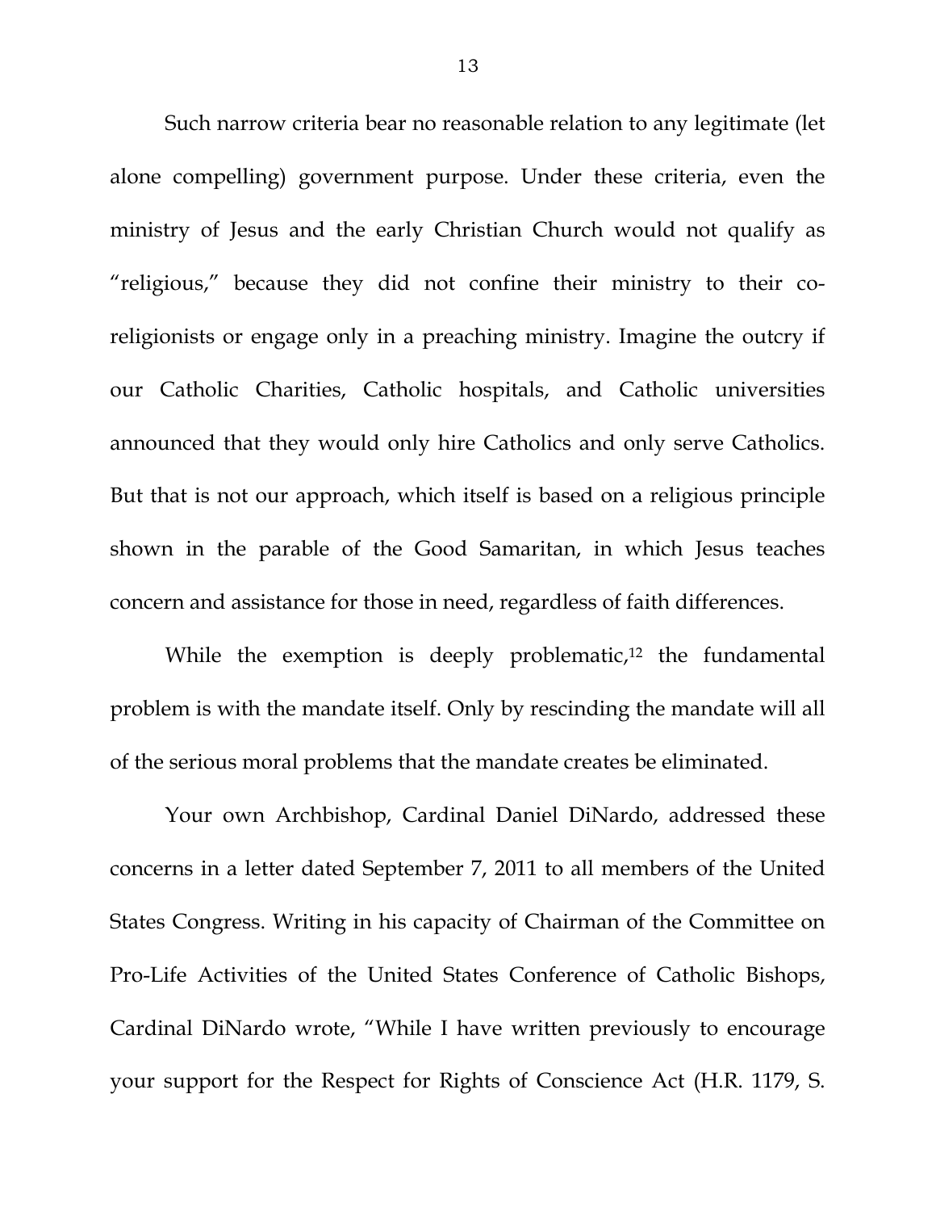Such narrow criteria bear no reasonable relation to any legitimate (let alone compelling) government purpose. Under these criteria, even the ministry of Jesus and the early Christian Church would not qualify as "religious," because they did not confine their ministry to their co-religionists or engage only in a preaching ministry. Imagine the outcry if our Catholic Charities, Catholic hospitals, and Catholic universities announced that they would only hire Catholics and only serve Catholics. But that is not our approach, which itself is based on a religious principle shown in the parable of the Good Samaritan, in which Jesus teaches concern and assistance for those in need, regardless of faith differences.

While the exemption is deeply problematic,[12] the fundamental problem is with the mandate itself. Only by rescinding the mandate will all of the serious moral problems that the mandate creates be eliminated.

Your own Archbishop, Cardinal Daniel DiNardo, addressed these concerns in a letter dated September 7, 2011 to all members of the United States Congress. Writing in his capacity of Chairman of the Committee on Pro-Life Activities of the United States Conference of Catholic Bishops, Cardinal DiNardo wrote, "While I have written previously to encourage your support for the Respect for Rights of Conscience Act (H.R. 1179, S.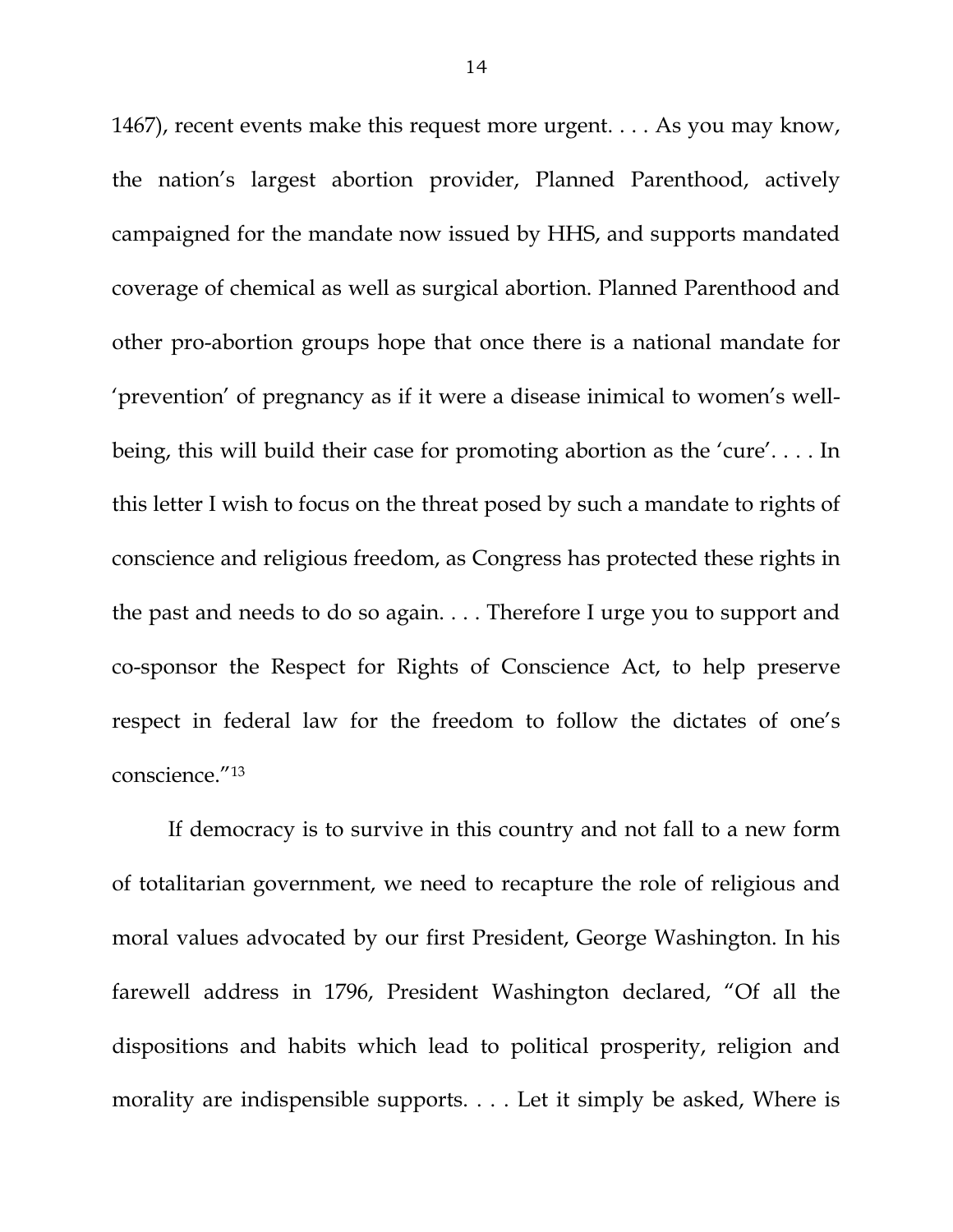1467), recent events make this request more urgent. . . . As you may know, the nation's largest abortion provider, Planned Parenthood, actively campaigned for the mandate now issued by HHS, and supports mandated coverage of chemical as well as surgical abortion. Planned Parenthood and other pro-abortion groups hope that once there is a national mandate for 'prevention' of pregnancy as if it were a disease inimical to women's well-being, this will build their case for promoting abortion as the 'cure'. . . . In this letter I wish to focus on the threat posed by such a mandate to rights of conscience and religious freedom, as Congress has protected these rights in the past and needs to do so again. . . . Therefore I urge you to support and co-sponsor the Respect for Rights of Conscience Act, to help preserve respect in federal law for the freedom to follow the dictates of one's conscience."[13]

If democracy is to survive in this country and not fall to a new form of totalitarian government, we need to recapture the role of religious and moral values advocated by our first President, George Washington. In his farewell address in 1796, President Washington declared, "Of all the dispositions and habits which lead to political prosperity, religion and morality are indispensible supports. . . . Let it simply be asked, Where is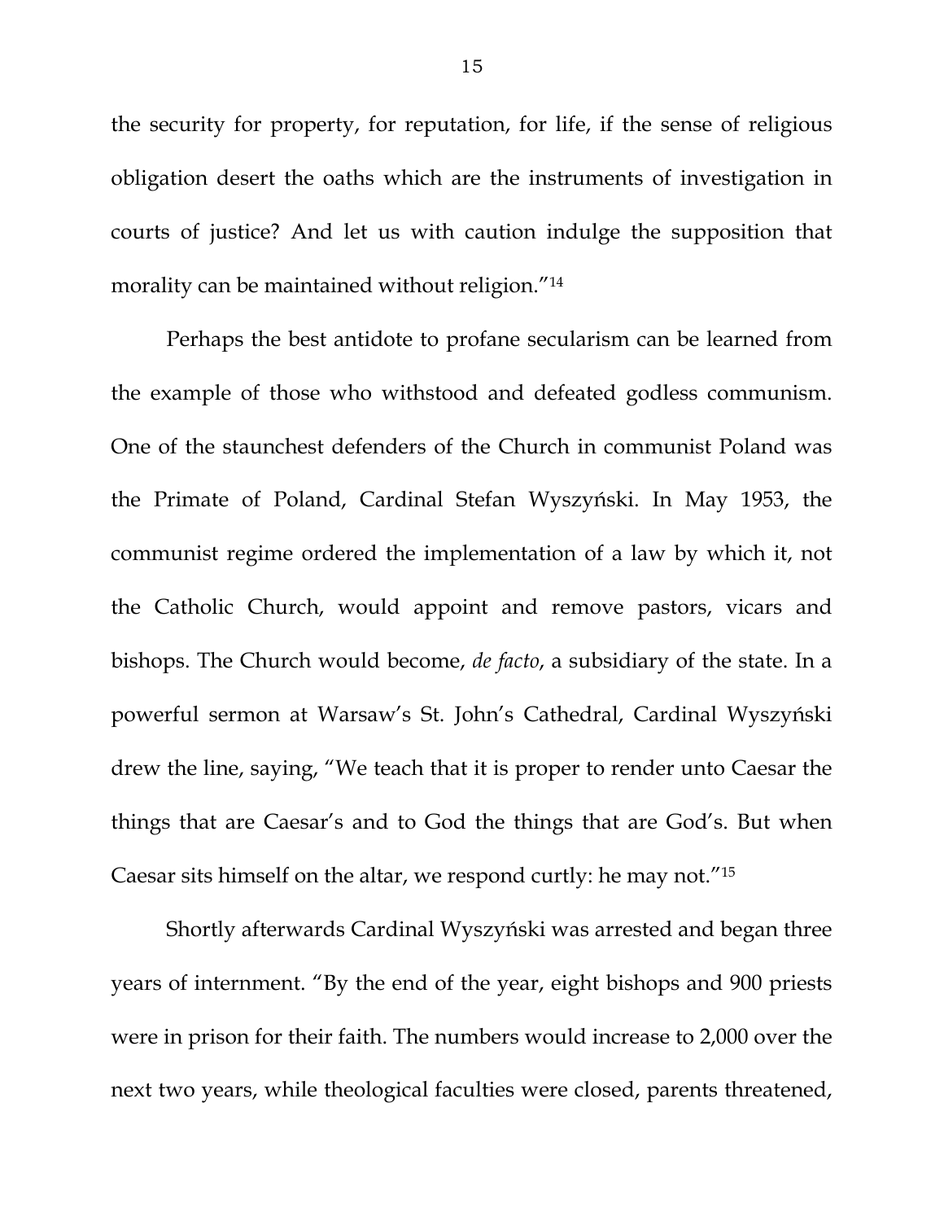the security for property, for reputation, for life, if the sense of religious obligation desert the oaths which are the instruments of investigation in courts of justice? And let us with caution indulge the supposition that morality can be maintained without religion."[14]

Perhaps the best antidote to profane secularism can be learned from the example of those who withstood and defeated godless communism. One of the staunchest defenders of the Church in communist Poland was the Primate of Poland, Cardinal Stefan Wyszyński. In May 1953, the communist regime ordered the implementation of a law by which it, not the Catholic Church, would appoint and remove pastors, vicars and bishops. The Church would become, *de facto*, a subsidiary of the state. In a powerful sermon at Warsaw's St. John's Cathedral, Cardinal Wyszyński drew the line, saying, "We teach that it is proper to render unto Caesar the things that are Caesar's and to God the things that are God's. But when Caesar sits himself on the altar, we respond curtly: he may not."[15]

Shortly afterwards Cardinal Wyszyński was arrested and began three years of internment. "By the end of the year, eight bishops and 900 priests were in prison for their faith. The numbers would increase to 2,000 over the next two years, while theological faculties were closed, parents threatened,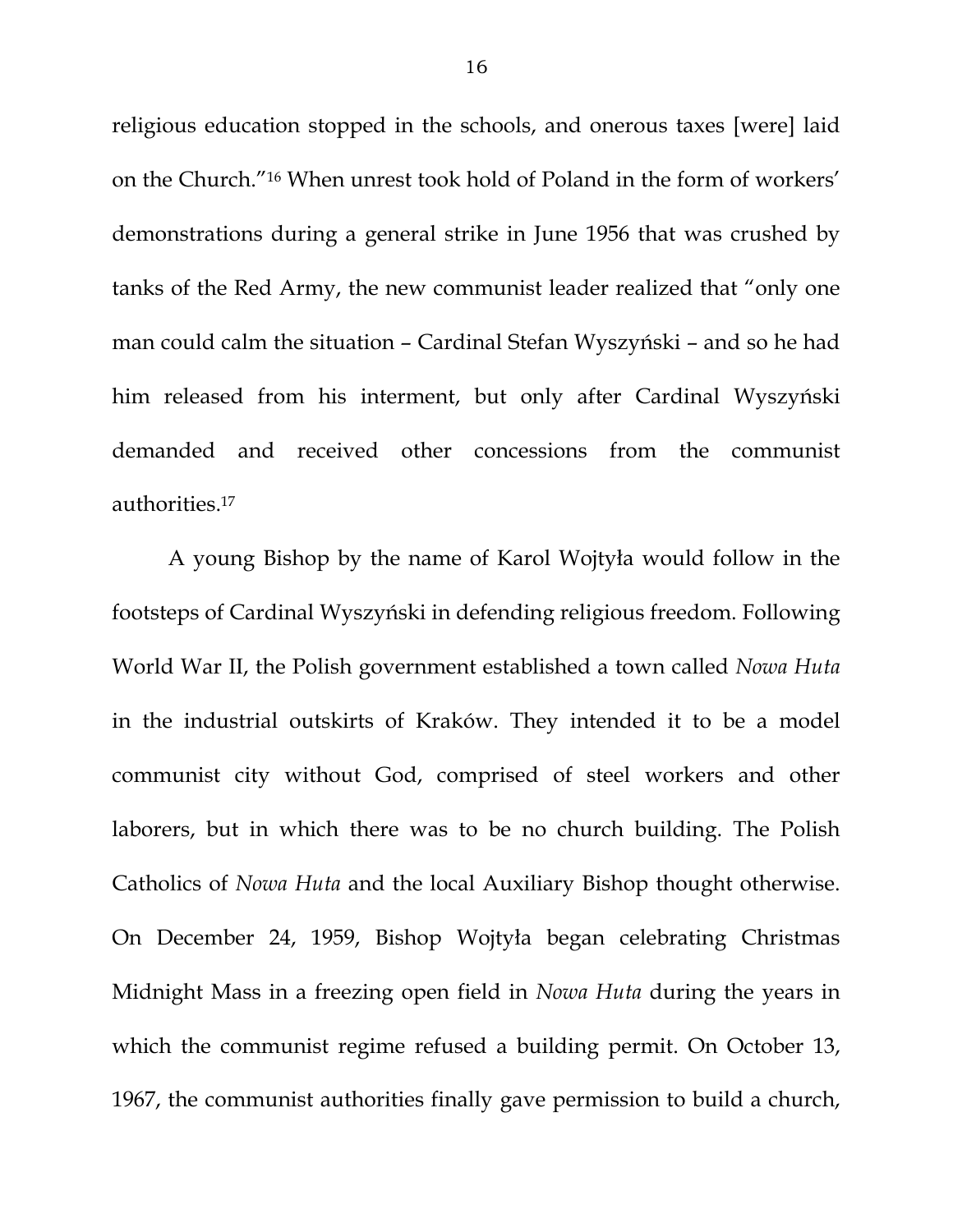religious education stopped in the schools, and onerous taxes [were] laid on the Church."[16] When unrest took hold of Poland in the form of workers' demonstrations during a general strike in June 1956 that was crushed by tanks of the Red Army, the new communist leader realized that "only one man could calm the situation – Cardinal Stefan Wyszyński – and so he had him released from his interment, but only after Cardinal Wyszyński demanded and received other concessions from the communist authorities.[17]

A young Bishop by the name of Karol Wojtyła would follow in the footsteps of Cardinal Wyszyński in defending religious freedom. Following World War II, the Polish government established a town called *Nowa Huta* in the industrial outskirts of Kraków. They intended it to be a model communist city without God, comprised of steel workers and other laborers, but in which there was to be no church building. The Polish Catholics of *Nowa Huta* and the local Auxiliary Bishop thought otherwise. On December 24, 1959, Bishop Wojtyła began celebrating Christmas Midnight Mass in a freezing open field in *Nowa Huta* during the years in which the communist regime refused a building permit. On October 13, 1967, the communist authorities finally gave permission to build a church,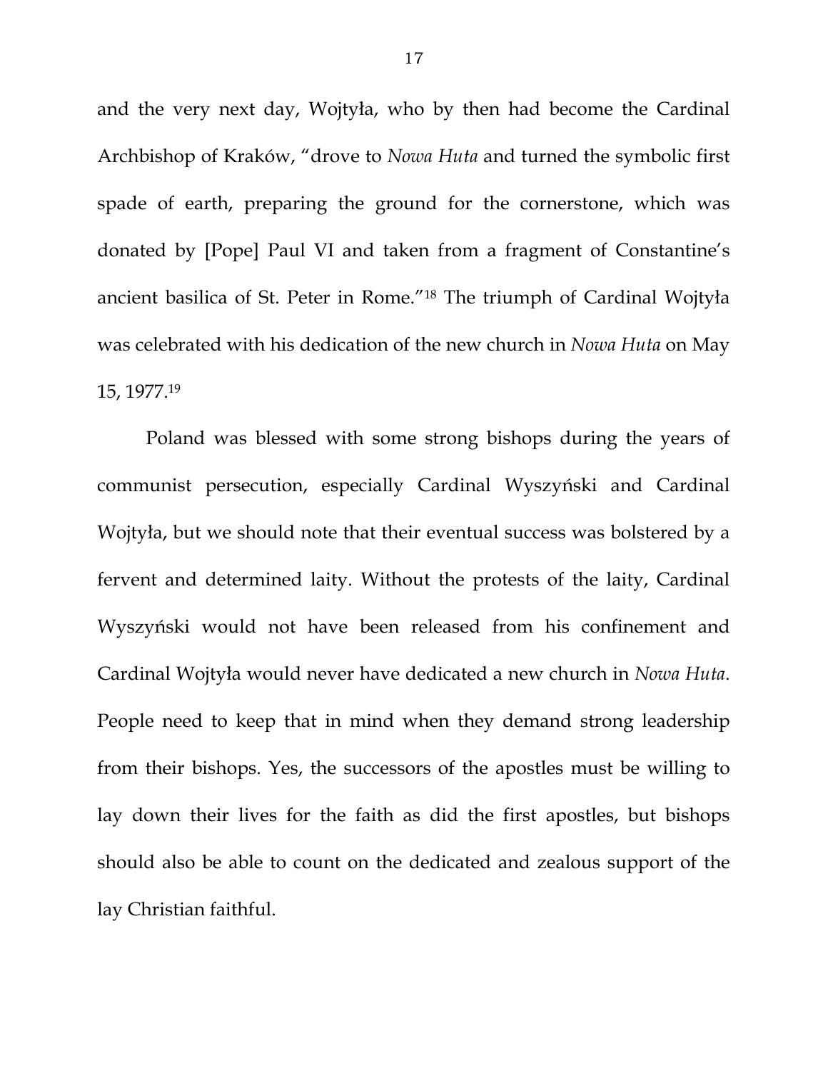and the very next day, Wojtyła, who by then had become the Cardinal Archbishop of Kraków, "drove to *Nowa Huta* and turned the symbolic first spade of earth, preparing the ground for the cornerstone, which was donated by [Pope] Paul VI and taken from a fragment of Constantine's ancient basilica of St. Peter in Rome."[18] The triumph of Cardinal Wojtyła was celebrated with his dedication of the new church in *Nowa Huta* on May 15, 1977.[19]

Poland was blessed with some strong bishops during the years of communist persecution, especially Cardinal Wyszyński and Cardinal Wojtyła, but we should note that their eventual success was bolstered by a fervent and determined laity. Without the protests of the laity, Cardinal Wyszyński would not have been released from his confinement and Cardinal Wojtyła would never have dedicated a new church in *Nowa Huta*. People need to keep that in mind when they demand strong leadership from their bishops. Yes, the successors of the apostles must be willing to lay down their lives for the faith as did the first apostles, but bishops should also be able to count on the dedicated and zealous support of the lay Christian faithful.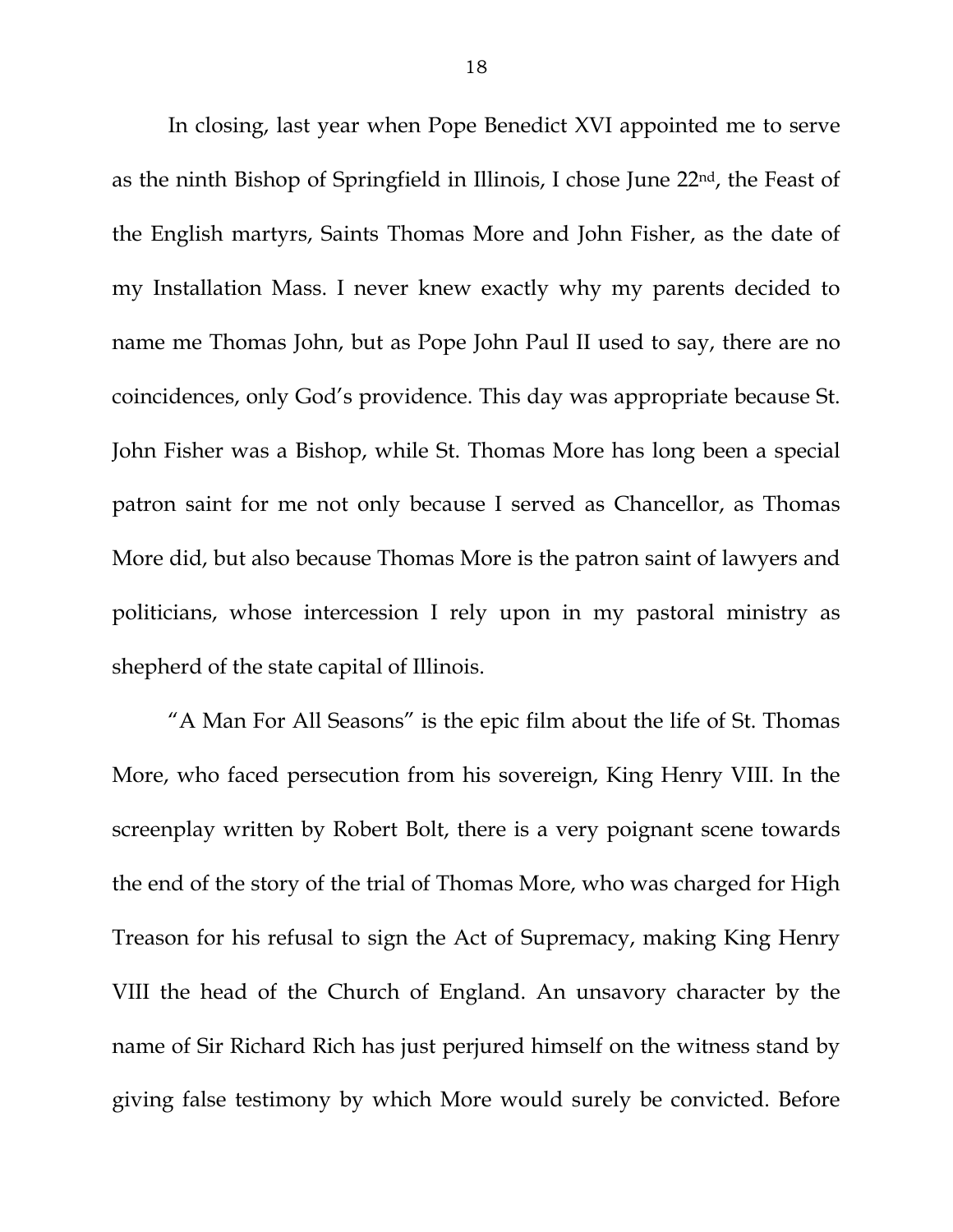In closing, last year when Pope Benedict XVI appointed me to serve as the ninth Bishop of Springfield in Illinois, I chose June 22nd, the Feast of the English martyrs, Saints Thomas More and John Fisher, as the date of my Installation Mass. I never knew exactly why my parents decided to name me Thomas John, but as Pope John Paul II used to say, there are no coincidences, only God's providence. This day was appropriate because St. John Fisher was a Bishop, while St. Thomas More has long been a special patron saint for me not only because I served as Chancellor, as Thomas More did, but also because Thomas More is the patron saint of lawyers and politicians, whose intercession I rely upon in my pastoral ministry as shepherd of the state capital of Illinois.

"A Man For All Seasons" is the epic film about the life of St. Thomas More, who faced persecution from his sovereign, King Henry VIII. In the screenplay written by Robert Bolt, there is a very poignant scene towards the end of the story of the trial of Thomas More, who was charged for High Treason for his refusal to sign the Act of Supremacy, making King Henry VIII the head of the Church of England. An unsavory character by the name of Sir Richard Rich has just perjured himself on the witness stand by giving false testimony by which More would surely be convicted. Before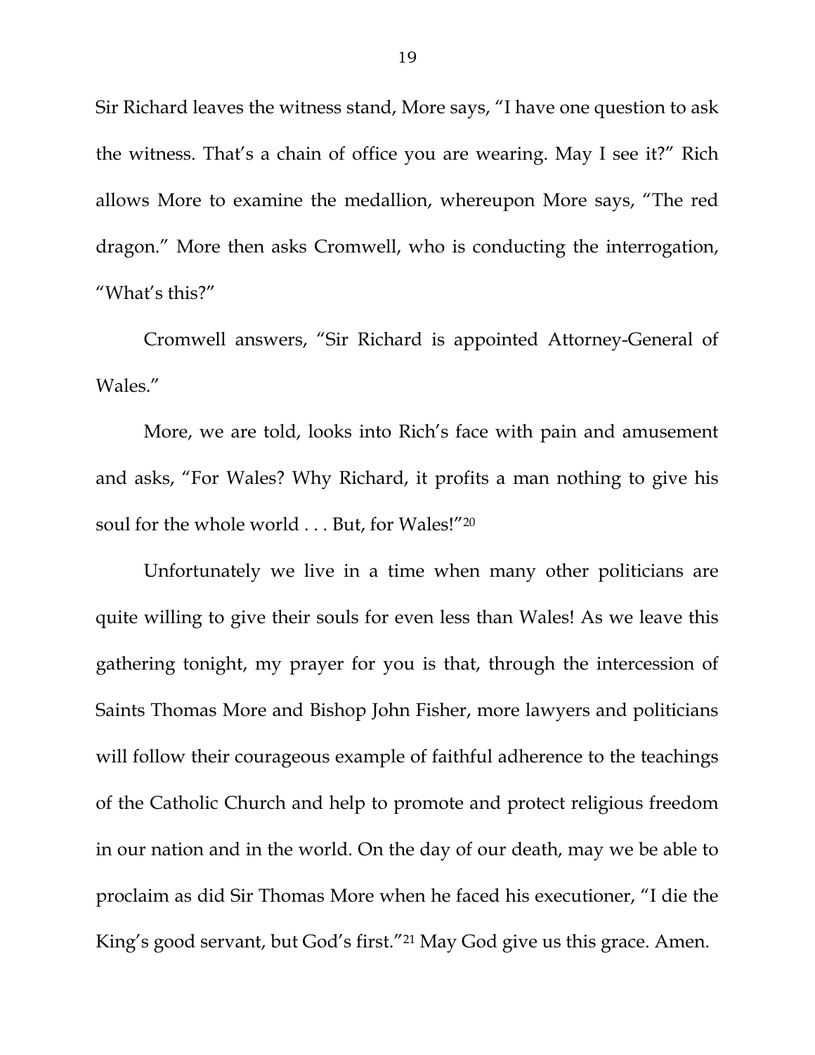Sir Richard leaves the witness stand, More says, "I have one question to ask the witness. That's a chain of office you are wearing. May I see it?" Rich allows More to examine the medallion, whereupon More says, "The red dragon." More then asks Cromwell, who is conducting the interrogation, "What's this?"

Cromwell answers, "Sir Richard is appointed Attorney-General of Wales."

More, we are told, looks into Rich's face with pain and amusement and asks, "For Wales? Why Richard, it profits a man nothing to give his soul for the whole world . . . But, for Wales!"[20]

Unfortunately we live in a time when many other politicians are quite willing to give their souls for even less than Wales! As we leave this gathering tonight, my prayer for you is that, through the intercession of Saints Thomas More and Bishop John Fisher, more lawyers and politicians will follow their courageous example of faithful adherence to the teachings of the Catholic Church and help to promote and protect religious freedom in our nation and in the world. On the day of our death, may we be able to proclaim as did Sir Thomas More when he faced his executioner, "I die the King's good servant, but God's first."[21] May God give us this grace. Amen.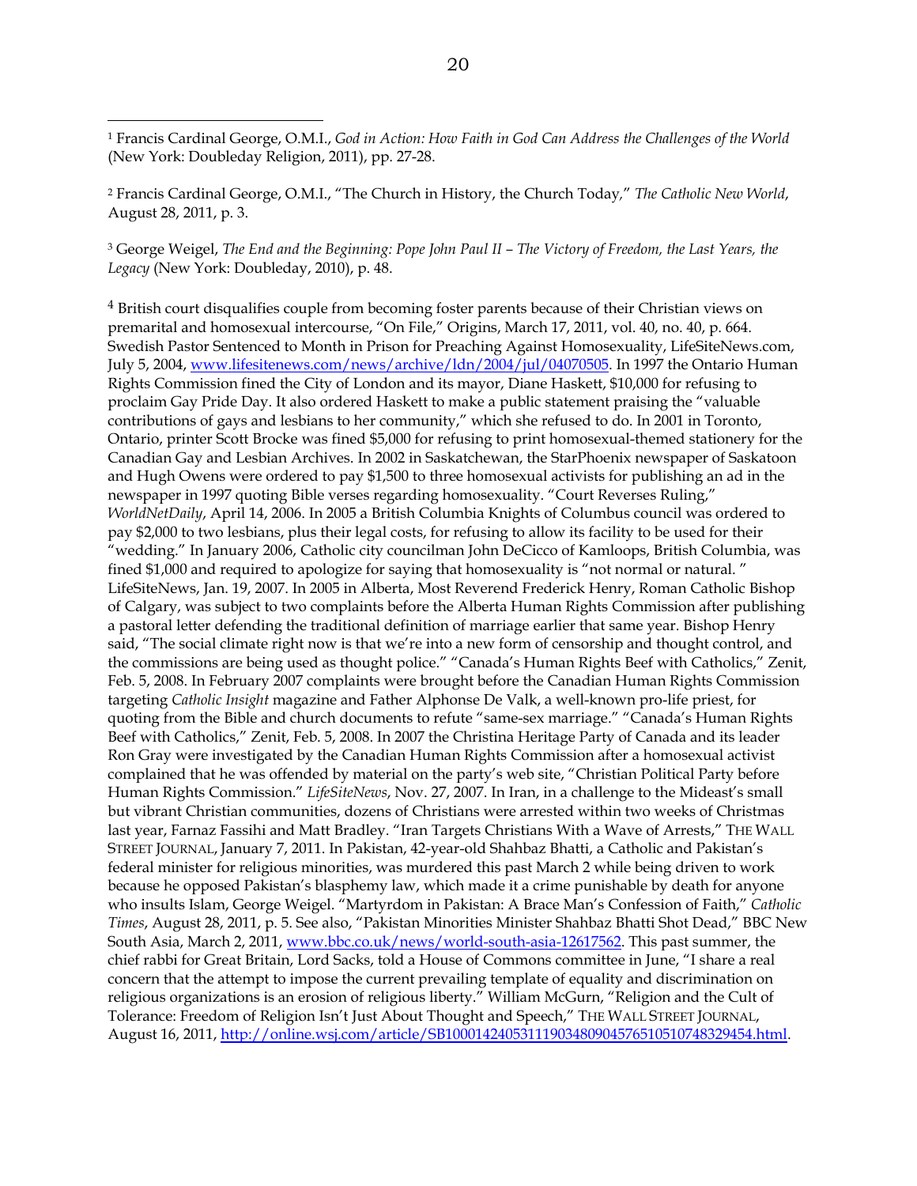[1] Francis Cardinal George, O.M.I., *God in Action: How Faith in God Can Address the Challenges of the World* (New York: Doubleday Religion, 2011), pp. 27-28.

[2] Francis Cardinal George, O.M.I., "The Church in History, the Church Today," *The Catholic New World*, August 28, 2011, p. 3.

[3] George Weigel, *The End and the Beginning: Pope John Paul II – The Victory of Freedom, the Last Years, the Legacy* (New York: Doubleday, 2010), p. 48.

[4] British court disqualifies couple from becoming foster parents because of their Christian views on premarital and homosexual intercourse, "On File," Origins, March 17, 2011, vol. 40, no. 40, p. 664. Swedish Pastor Sentenced to Month in Prison for Preaching Against Homosexuality, LifeSiteNews.com, July 5, 2004, www.lifesitenews.com/news/archive/ldn/2004/jul/04070505. In 1997 the Ontario Human Rights Commission fined the City of London and its mayor, Diane Haskett, $10,000 for refusing to proclaim Gay Pride Day. It also ordered Haskett to make a public statement praising the "valuable contributions of gays and lesbians to her community," which she refused to do. In 2001 in Toronto, Ontario, printer Scott Brocke was fined $5,000 for refusing to print homosexual-themed stationery for the Canadian Gay and Lesbian Archives. In 2002 in Saskatchewan, the StarPhoenix newspaper of Saskatoon and Hugh Owens were ordered to pay $1,500 to three homosexual activists for publishing an ad in the newspaper in 1997 quoting Bible verses regarding homosexuality. "Court Reverses Ruling," *WorldNetDaily*, April 14, 2006. In 2005 a British Columbia Knights of Columbus council was ordered to pay $2,000 to two lesbians, plus their legal costs, for refusing to allow its facility to be used for their "wedding." In January 2006, Catholic city councilman John DeCicco of Kamloops, British Columbia, was fined $1,000 and required to apologize for saying that homosexuality is "not normal or natural. " LifeSiteNews, Jan. 19, 2007. In 2005 in Alberta, Most Reverend Frederick Henry, Roman Catholic Bishop of Calgary, was subject to two complaints before the Alberta Human Rights Commission after publishing a pastoral letter defending the traditional definition of marriage earlier that same year. Bishop Henry said, "The social climate right now is that we're into a new form of censorship and thought control, and the commissions are being used as thought police." "Canada's Human Rights Beef with Catholics," Zenit, Feb. 5, 2008. In February 2007 complaints were brought before the Canadian Human Rights Commission targeting *Catholic Insight* magazine and Father Alphonse De Valk, a well-known pro-life priest, for quoting from the Bible and church documents to refute "same-sex marriage." "Canada's Human Rights Beef with Catholics," Zenit, Feb. 5, 2008. In 2007 the Christina Heritage Party of Canada and its leader Ron Gray were investigated by the Canadian Human Rights Commission after a homosexual activist complained that he was offended by material on the party's web site, "Christian Political Party before Human Rights Commission." *LifeSiteNews*, Nov. 27, 2007. In Iran, in a challenge to the Mideast's small but vibrant Christian communities, dozens of Christians were arrested within two weeks of Christmas last year, Farnaz Fassihi and Matt Bradley. "Iran Targets Christians With a Wave of Arrests," THE WALL STREET JOURNAL, January 7, 2011. In Pakistan, 42-year-old Shahbaz Bhatti, a Catholic and Pakistan's federal minister for religious minorities, was murdered this past March 2 while being driven to work because he opposed Pakistan's blasphemy law, which made it a crime punishable by death for anyone who insults Islam, George Weigel. "Martyrdom in Pakistan: A Brace Man's Confession of Faith," *Catholic Times*, August 28, 2011, p. 5. See also, "Pakistan Minorities Minister Shahbaz Bhatti Shot Dead," BBC New South Asia, March 2, 2011, www.bbc.co.uk/news/world-south-asia-12617562. This past summer, the chief rabbi for Great Britain, Lord Sacks, told a House of Commons committee in June, "I share a real concern that the attempt to impose the current prevailing template of equality and discrimination on religious organizations is an erosion of religious liberty." William McGurn, "Religion and the Cult of Tolerance: Freedom of Religion Isn't Just About Thought and Speech," THE WALL STREET JOURNAL, August 16, 2011, http://online.wsj.com/article/SB10001424053111903480904576510510748329454.html.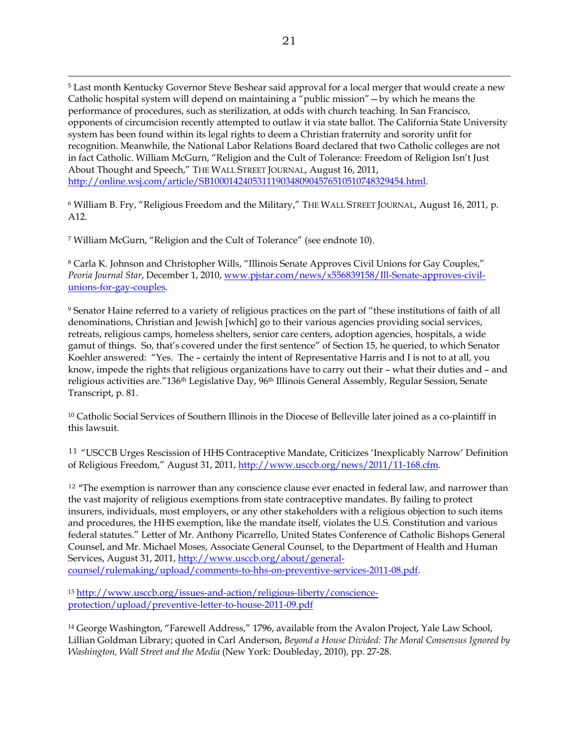[5] Last month Kentucky Governor Steve Beshear said approval for a local merger that would create a new Catholic hospital system will depend on maintaining a "public mission"—by which he means the performance of procedures, such as sterilization, at odds with church teaching. In San Francisco, opponents of circumcision recently attempted to outlaw it via state ballot. The California State University system has been found within its legal rights to deem a Christian fraternity and sorority unfit for recognition. Meanwhile, the National Labor Relations Board declared that two Catholic colleges are not in fact Catholic. William McGurn, "Religion and the Cult of Tolerance: Freedom of Religion Isn't Just About Thought and Speech," THE WALL STREET JOURNAL, August 16, 2011, http://online.wsj.com/article/SB10001424053111903480904576510510748329454.html.

[6] William B. Fry, "Religious Freedom and the Military," THE WALL STREET JOURNAL, August 16, 2011, p. A12.

[7] William McGurn, "Religion and the Cult of Tolerance" (see endnote 10).

[8] Carla K. Johnson and Christopher Wills, "Illinois Senate Approves Civil Unions for Gay Couples," *Peoria Journal Star*, December 1, 2010, www.pjstar.com/news/x556839158/Ill-Senate-approves-civil-unions-for-gay-couples.

[9] Senator Haine referred to a variety of religious practices on the part of "these institutions of faith of all denominations, Christian and Jewish [which] go to their various agencies providing social services, retreats, religious camps, homeless shelters, senior care centers, adoption agencies, hospitals, a wide gamut of things. So, that's covered under the first sentence" of Section 15, he queried, to which Senator Koehler answered: "Yes. The – certainly the intent of Representative Harris and I is not to at all, you know, impede the rights that religious organizations have to carry out their – what their duties and – and religious activities are."136th Legislative Day, 96th Illinois General Assembly, Regular Session, Senate Transcript, p. 81.

[10] Catholic Social Services of Southern Illinois in the Diocese of Belleville later joined as a co-plaintiff in this lawsuit.

[11] "USCCB Urges Rescission of HHS Contraceptive Mandate, Criticizes 'Inexplicably Narrow' Definition of Religious Freedom," August 31, 2011, http://www.usccb.org/news/2011/11-168.cfm.

[12] "The exemption is narrower than any conscience clause ever enacted in federal law, and narrower than the vast majority of religious exemptions from state contraceptive mandates. By failing to protect insurers, individuals, most employers, or any other stakeholders with a religious objection to such items and procedures, the HHS exemption, like the mandate itself, violates the U.S. Constitution and various federal statutes." Letter of Mr. Anthony Picarrello, United States Conference of Catholic Bishops General Counsel, and Mr. Michael Moses, Associate General Counsel, to the Department of Health and Human Services, August 31, 2011, http://www.usccb.org/about/general-counsel/rulemaking/upload/comments-to-hhs-on-preventive-services-2011-08.pdf.

[13] http://www.usccb.org/issues-and-action/religious-liberty/conscience-protection/upload/preventive-letter-to-house-2011-09.pdf

[14] George Washington, "Farewell Address," 1796, available from the Avalon Project, Yale Law School, Lillian Goldman Library; quoted in Carl Anderson, *Beyond a House Divided: The Moral Consensus Ignored by Washington, Wall Street and the Media* (New York: Doubleday, 2010), pp. 27-28.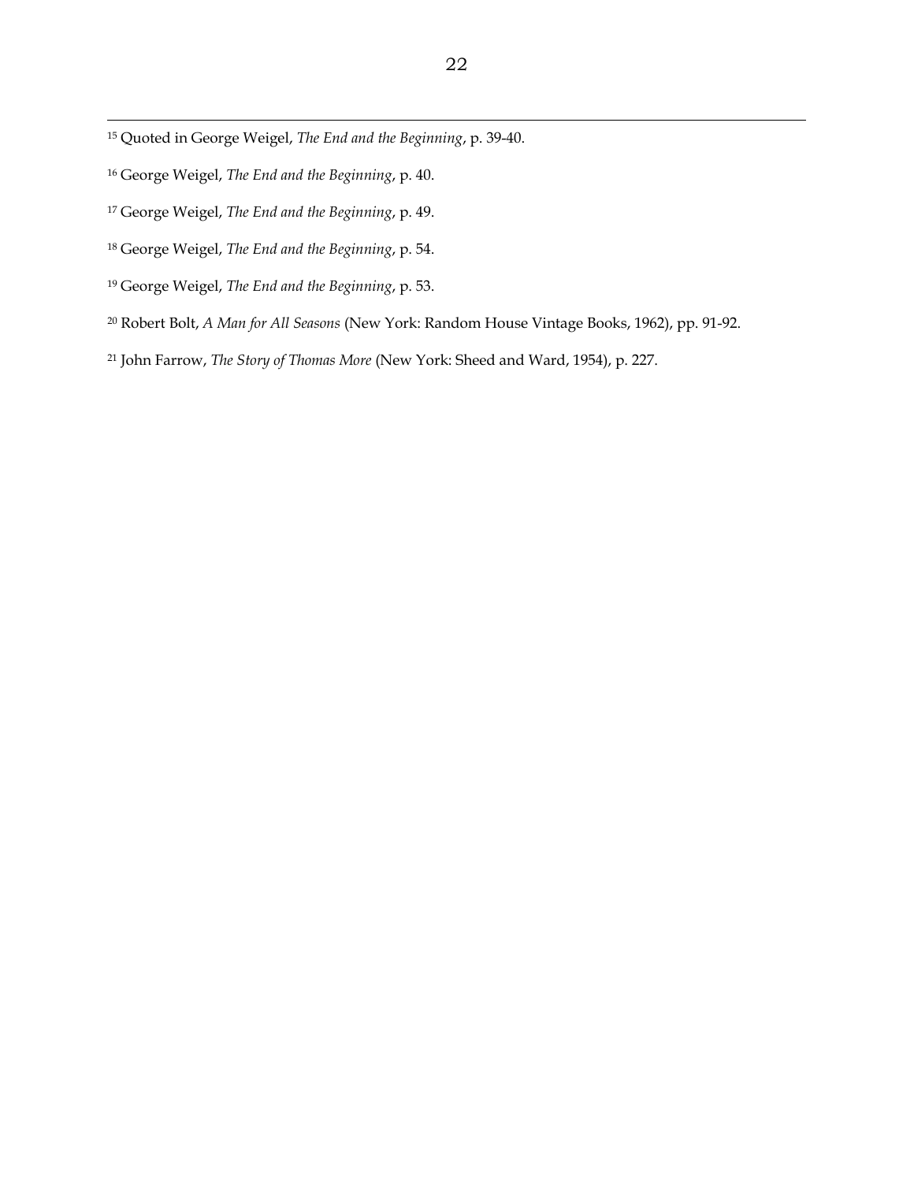[15] Quoted in George Weigel, *The End and the Beginning*, p. 39-40.

[16] George Weigel, *The End and the Beginning*, p. 40.

[17] George Weigel, *The End and the Beginning*, p. 49.

[18] George Weigel, *The End and the Beginning*, p. 54.

[19] George Weigel, *The End and the Beginning*, p. 53.

[20] Robert Bolt, *A Man for All Seasons* (New York: Random House Vintage Books, 1962), pp. 91-92.

[21] John Farrow, *The Story of Thomas More* (New York: Sheed and Ward, 1954), p. 227.